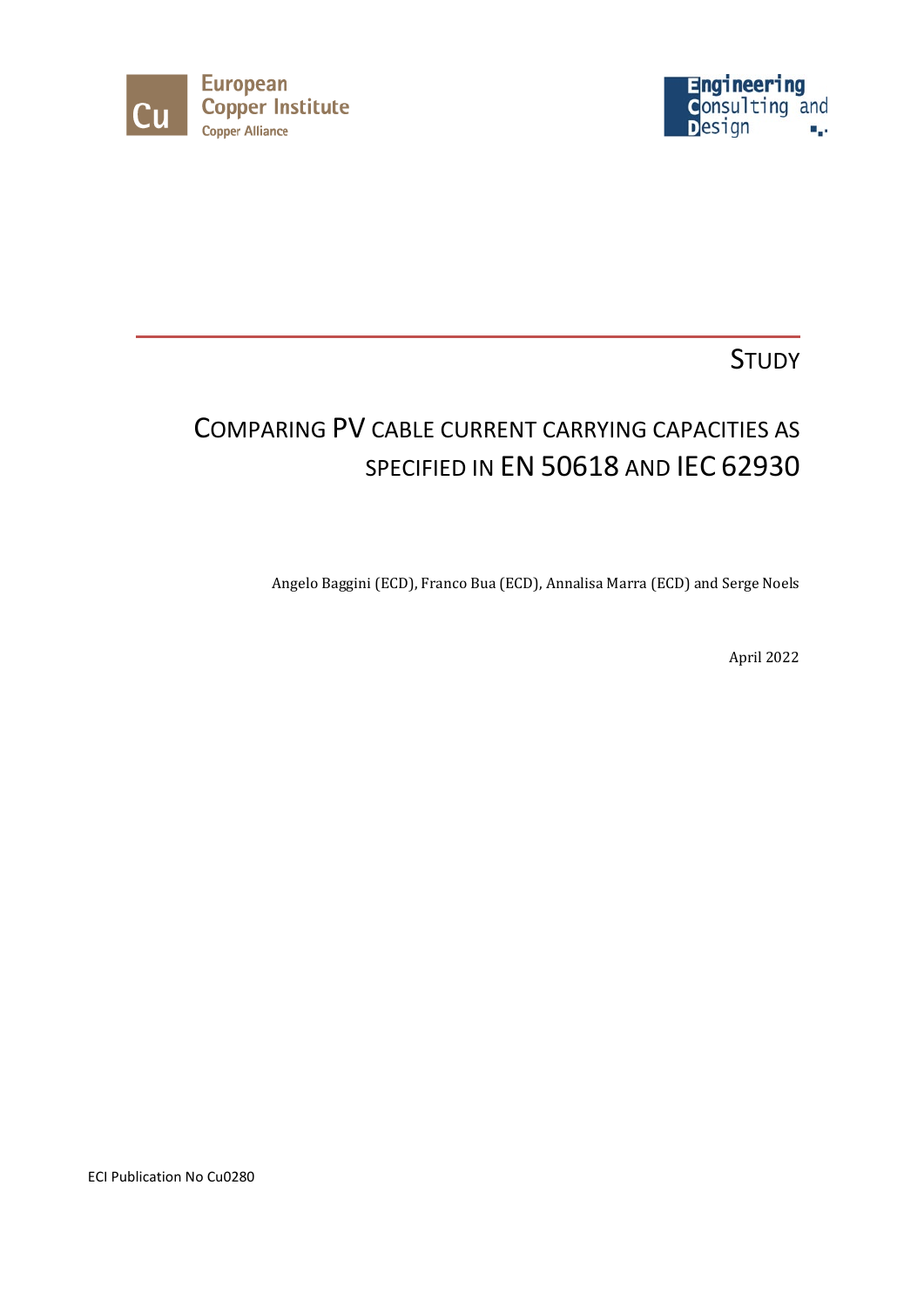European Copper Institute
Copper Alliance

Engineering Consulting and Design

STUDY

# COMPARING PV CABLE CURRENT CARRYING CAPACITIES AS SPECIFIED IN EN 50618 AND IEC 62930

Angelo Baggini (ECD), Franco Bua (ECD), Annalisa Marra (ECD) and Serge Noels

April 2022

ECI Publication No Cu0280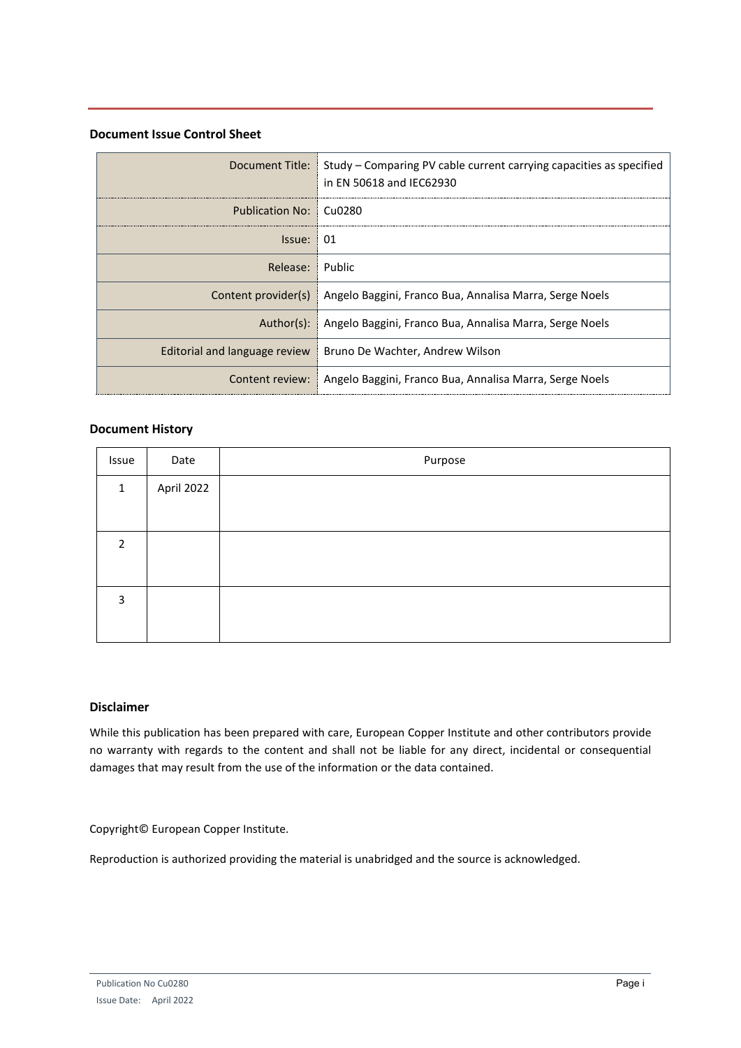### Document Issue Control Sheet

| | |
|---|---|
| Document Title: | Study – Comparing PV cable current carrying capacities as specified in EN 50618 and IEC62930 |
| Publication No: | Cu0280 |
| Issue: | 01 |
| Release: | Public |
| Content provider(s) | Angelo Baggini, Franco Bua, Annalisa Marra, Serge Noels |
| Author(s): | Angelo Baggini, Franco Bua, Annalisa Marra, Serge Noels |
| Editorial and language review | Bruno De Wachter, Andrew Wilson |
| Content review: | Angelo Baggini, Franco Bua, Annalisa Marra, Serge Noels |

### Document History

| Issue | Date | Purpose |
|---|---|---|
| 1 | April 2022 | |
| 2 | | |
| 3 | | |

### Disclaimer

While this publication has been prepared with care, European Copper Institute and other contributors provide no warranty with regards to the content and shall not be liable for any direct, incidental or consequential damages that may result from the use of the information or the data contained.

Copyright© European Copper Institute.

Reproduction is authorized providing the material is unabridged and the source is acknowledged.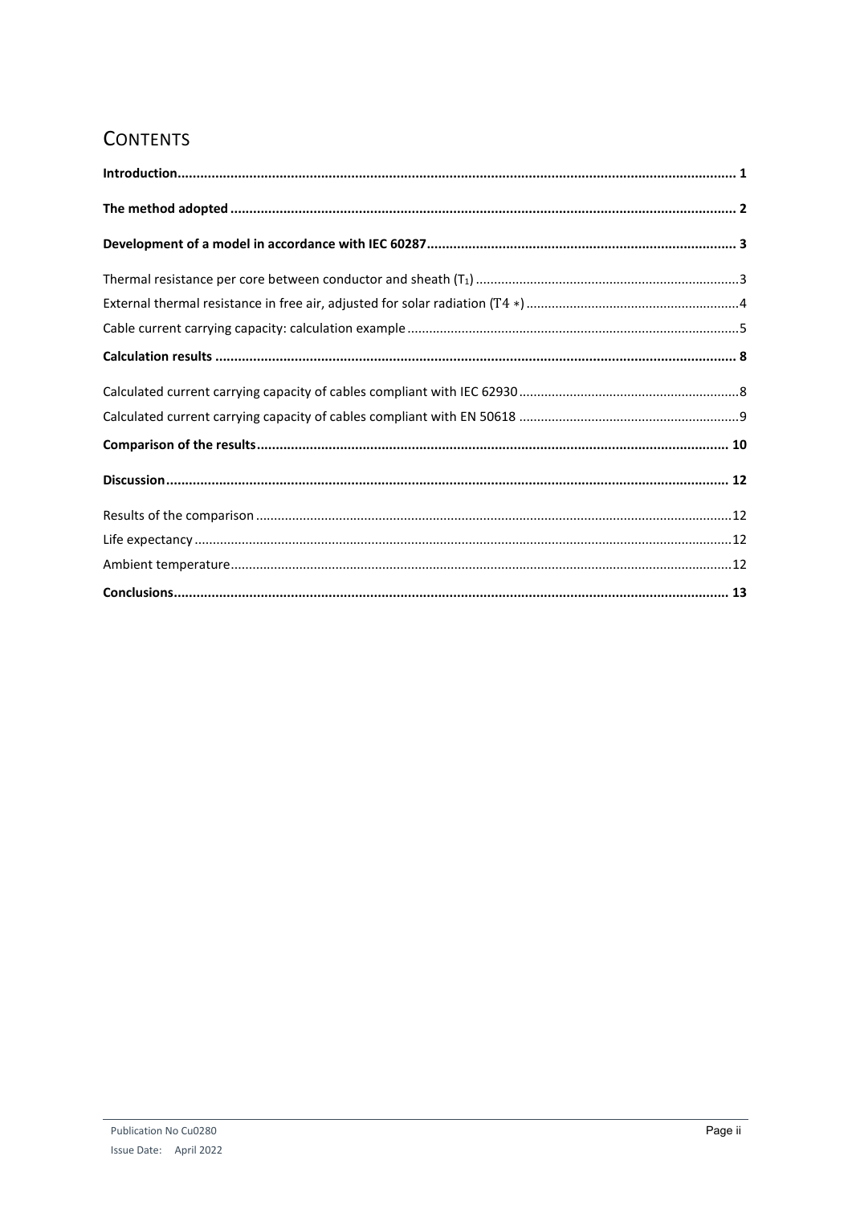# CONTENTS

**Introduction.................................................................................................................................................... 1**

**The method adopted ....................................................................................................................................... 2**

**Development of a model in accordance with IEC 60287.................................................................................. 3**

Thermal resistance per core between conductor and sheath ($T_1$) ........................................................................3

External thermal resistance in free air, adjusted for solar radiation ($T_4*$) ...........................................................4

Cable current carrying capacity: calculation example ...........................................................................................5

**Calculation results .......................................................................................................................................... 8**

Calculated current carrying capacity of cables compliant with IEC 62930 ............................................................8

Calculated current carrying capacity of cables compliant with EN 50618 .............................................................9

**Comparison of the results.............................................................................................................................. 10**

**Discussion..................................................................................................................................................... 12**

Results of the comparison ..................................................................................................................................12

Life expectancy ...................................................................................................................................................12

Ambient temperature.........................................................................................................................................12

**Conclusions................................................................................................................................................... 13**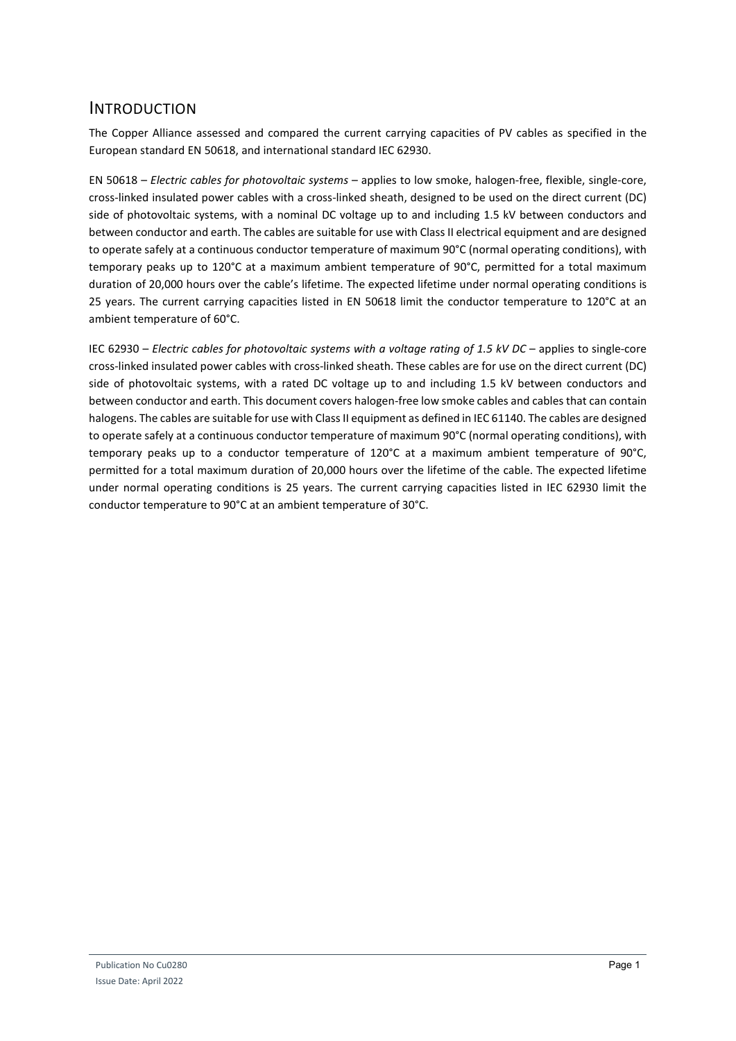## Introduction

The Copper Alliance assessed and compared the current carrying capacities of PV cables as specified in the European standard EN 50618, and international standard IEC 62930.

EN 50618 – *Electric cables for photovoltaic systems* – applies to low smoke, halogen-free, flexible, single-core, cross-linked insulated power cables with a cross-linked sheath, designed to be used on the direct current (DC) side of photovoltaic systems, with a nominal DC voltage up to and including 1.5 kV between conductors and between conductor and earth. The cables are suitable for use with Class II electrical equipment and are designed to operate safely at a continuous conductor temperature of maximum 90°C (normal operating conditions), with temporary peaks up to 120°C at a maximum ambient temperature of 90°C, permitted for a total maximum duration of 20,000 hours over the cable's lifetime. The expected lifetime under normal operating conditions is 25 years. The current carrying capacities listed in EN 50618 limit the conductor temperature to 120°C at an ambient temperature of 60°C.

IEC 62930 – *Electric cables for photovoltaic systems with a voltage rating of 1.5 kV DC* – applies to single-core cross-linked insulated power cables with cross-linked sheath. These cables are for use on the direct current (DC) side of photovoltaic systems, with a rated DC voltage up to and including 1.5 kV between conductors and between conductor and earth. This document covers halogen-free low smoke cables and cables that can contain halogens. The cables are suitable for use with Class II equipment as defined in IEC 61140. The cables are designed to operate safely at a continuous conductor temperature of maximum 90°C (normal operating conditions), with temporary peaks up to a conductor temperature of 120°C at a maximum ambient temperature of 90°C, permitted for a total maximum duration of 20,000 hours over the lifetime of the cable. The expected lifetime under normal operating conditions is 25 years. The current carrying capacities listed in IEC 62930 limit the conductor temperature to 90°C at an ambient temperature of 30°C.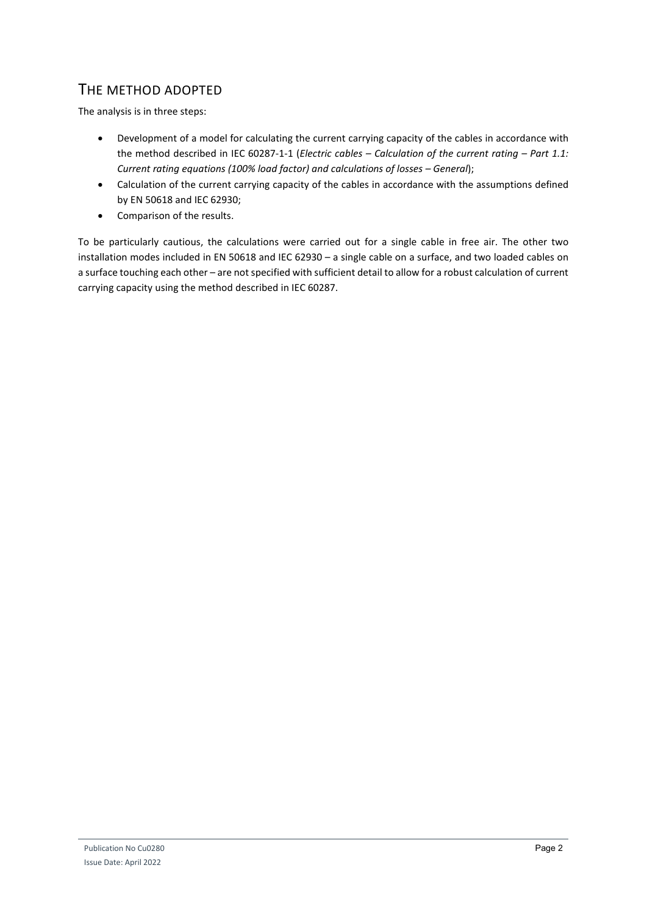## THE METHOD ADOPTED

The analysis is in three steps:

- Development of a model for calculating the current carrying capacity of the cables in accordance with the method described in IEC 60287-1-1 (*Electric cables – Calculation of the current rating – Part 1.1: Current rating equations (100% load factor) and calculations of losses – General*);
- Calculation of the current carrying capacity of the cables in accordance with the assumptions defined by EN 50618 and IEC 62930;
- Comparison of the results.

To be particularly cautious, the calculations were carried out for a single cable in free air. The other two installation modes included in EN 50618 and IEC 62930 – a single cable on a surface, and two loaded cables on a surface touching each other – are not specified with sufficient detail to allow for a robust calculation of current carrying capacity using the method described in IEC 60287.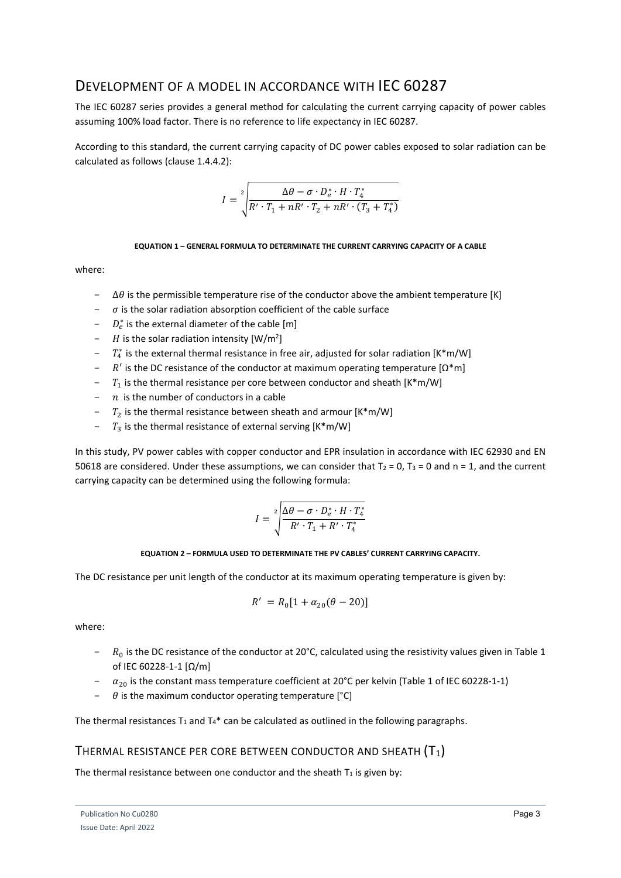## DEVELOPMENT OF A MODEL IN ACCORDANCE WITH IEC 60287

The IEC 60287 series provides a general method for calculating the current carrying capacity of power cables assuming 100% load factor. There is no reference to life expectancy in IEC 60287.

According to this standard, the current carrying capacity of DC power cables exposed to solar radiation can be calculated as follows (clause 1.4.4.2):

$$I = \sqrt[2]{\frac{\Delta\theta - \sigma \cdot D_e^* \cdot H \cdot T_4^*}{R' \cdot T_1 + nR' \cdot T_2 + nR' \cdot (T_3 + T_4^*)}}$$

**EQUATION 1 – GENERAL FORMULA TO DETERMINATE THE CURRENT CARRYING CAPACITY OF A CABLE**

where:

- $\Delta\theta$ is the permissible temperature rise of the conductor above the ambient temperature [K]
- $\sigma$ is the solar radiation absorption coefficient of the cable surface
- $D_e^*$ is the external diameter of the cable [m]
- $H$ is the solar radiation intensity [W/m$^2$]
- $T_4^*$ is the external thermal resistance in free air, adjusted for solar radiation [K*m/W]
- $R'$ is the DC resistance of the conductor at maximum operating temperature [Ω*m]
- $T_1$ is the thermal resistance per core between conductor and sheath [K*m/W]
- $n$ is the number of conductors in a cable
- $T_2$ is the thermal resistance between sheath and armour [K*m/W]
- $T_3$ is the thermal resistance of external serving [K*m/W]

In this study, PV power cables with copper conductor and EPR insulation in accordance with IEC 62930 and EN 50618 are considered. Under these assumptions, we can consider that $T_2 = 0$, $T_3 = 0$ and $n = 1$, and the current carrying capacity can be determined using the following formula:

$$I = \sqrt[2]{\frac{\Delta\theta - \sigma \cdot D_e^* \cdot H \cdot T_4^*}{R' \cdot T_1 + R' \cdot T_4^*}}$$

**EQUATION 2 – FORMULA USED TO DETERMINATE THE PV CABLES' CURRENT CARRYING CAPACITY.**

The DC resistance per unit length of the conductor at its maximum operating temperature is given by:

$$R' = R_0[1 + \alpha_{20}(\theta - 20)]$$

where:

- $R_0$ is the DC resistance of the conductor at 20°C, calculated using the resistivity values given in Table 1 of IEC 60228-1-1 [Ω/m]
- $\alpha_{20}$ is the constant mass temperature coefficient at 20°C per kelvin (Table 1 of IEC 60228-1-1)
- $\theta$ is the maximum conductor operating temperature [°C]

The thermal resistances $T_1$ and $T_4^*$ can be calculated as outlined in the following paragraphs.

### THERMAL RESISTANCE PER CORE BETWEEN CONDUCTOR AND SHEATH ($T_1$)

The thermal resistance between one conductor and the sheath $T_1$ is given by: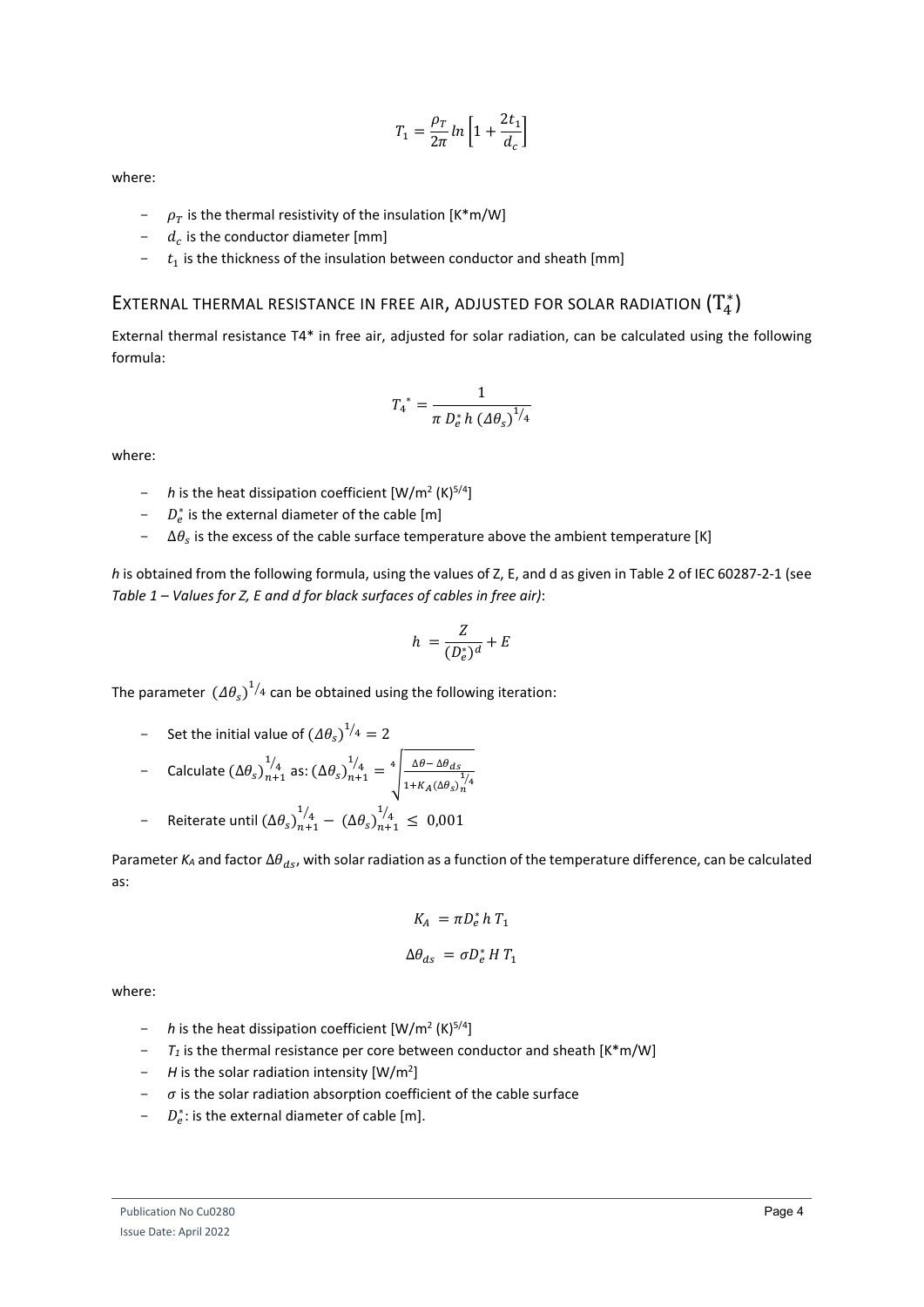$$T_1 = \frac{\rho_T}{2\pi} ln \left[1 + \frac{2t_1}{d_c}\right]$$

where:

- $\rho_T$ is the thermal resistivity of the insulation [K*m/W]
- $d_c$ is the conductor diameter [mm]
- $t_1$ is the thickness of the insulation between conductor and sheath [mm]

## External thermal resistance in free air, adjusted for solar radiation ($T_4^*$)

External thermal resistance T4* in free air, adjusted for solar radiation, can be calculated using the following formula:

$$T_4^* = \frac{1}{\pi \, D_e^* \, h \, (\Delta\theta_s)^{1/4}}$$

where:

- $h$ is the heat dissipation coefficient [W/m$^2$ (K)$^{5/4}$]
- $D_e^*$ is the external diameter of the cable [m]
- $\Delta\theta_s$ is the excess of the cable surface temperature above the ambient temperature [K]

*h* is obtained from the following formula, using the values of Z, E, and d as given in Table 2 of IEC 60287-2-1 (see *Table 1 – Values for Z, E and d for black surfaces of cables in free air)*:

$$h = \frac{Z}{(D_e^*)^d} + E$$

The parameter $(\Delta\theta_s)^{1/4}$ can be obtained using the following iteration:

- Set the initial value of $(\Delta\theta_s)^{1/4} = 2$
- Calculate $(\Delta\theta_s)_{n+1}^{1/4}$ as: $(\Delta\theta_s)_{n+1}^{1/4} = \sqrt[4]{\frac{\Delta\theta - \Delta\theta_{ds}}{1 + K_A (\Delta\theta_s)_n^{1/4}}}$
- Reiterate until $(\Delta\theta_s)_{n+1}^{1/4} - (\Delta\theta_s)_{n+1}^{1/4} \leq 0{,}001$

Parameter $K_A$ and factor $\Delta\theta_{ds}$, with solar radiation as a function of the temperature difference, can be calculated as:

$$K_A = \pi D_e^* \, h \, T_1$$

$$\Delta\theta_{ds} = \sigma D_e^* \, H \, T_1$$

where:

- $h$ is the heat dissipation coefficient [W/m$^2$ (K)$^{5/4}$]
- $T_1$ is the thermal resistance per core between conductor and sheath [K*m/W]
- $H$ is the solar radiation intensity [W/m$^2$]
- $\sigma$ is the solar radiation absorption coefficient of the cable surface
- $D_e^*$: is the external diameter of cable [m].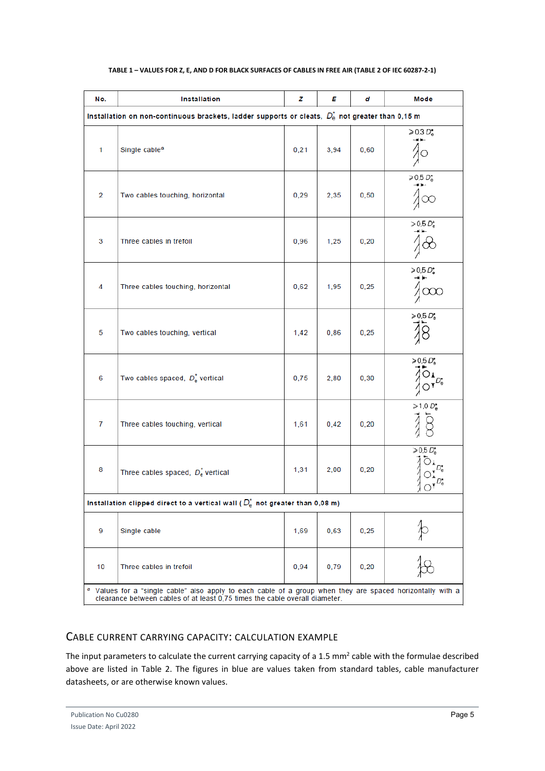TABLE 1 – VALUES FOR Z, E, AND D FOR BLACK SURFACES OF CABLES IN FREE AIR (TABLE 2 OF IEC 60287-2-1)

| No. | Installation | Z | E | d | Mode |
|---|---|---|---|---|---|
| Installation on non-continuous brackets, ladder supports or cleats, $D_e^*$ not greater than 0,15 m | | | | | |
| 1 | Single cable[a] | 0,21 | 3,94 | 0,60 | $\geqslant 0{,}3\ D_e^*$ |
| 2 | Two cables touching, horizontal | 0,29 | 2,35 | 0,50 | $\geqslant 0{,}5\ D_e^*$ |
| 3 | Three cables in trefoil | 0,96 | 1,25 | 0,20 | $> 0{,}5\ D_e^*$ |
| 4 | Three cables touching, horizontal | 0,62 | 1,95 | 0,25 | $\geqslant 0{,}5\ D_e^*$ |
| 5 | Two cables touching, vertical | 1,42 | 0,86 | 0,25 | $> 0{,}5\ D_e^*$ |
| 6 | Two cables spaced, $D_e^*$ vertical | 0,75 | 2,80 | 0,30 | $\geqslant 0{,}5\ D_e^*$ |
| 7 | Three cables touching, vertical | 1,61 | 0,42 | 0,20 | $> 1{,}0\ D_e^*$ |
| 8 | Three cables spaced, $D_e^*$ vertical | 1,31 | 2,00 | 0,20 | $\geqslant 0{,}5\ D_e^*$ |
| Installation clipped direct to a vertical wall ( $D_e^*$ not greater than 0,08 m) | | | | | |
| 9 | Single cable | 1,69 | 0,63 | 0,25 | |
| 10 | Three cables in trefoil | 0,94 | 0,79 | 0,20 | |

[a] Values for a "single cable" also apply to each cable of a group when they are spaced horizontally with a clearance between cables of at least 0,75 times the cable overall diameter.

## Cable Current Carrying Capacity: Calculation Example

The input parameters to calculate the current carrying capacity of a 1.5 mm$^2$ cable with the formulae described above are listed in Table 2. The figures in blue are values taken from standard tables, cable manufacturer datasheets, or are otherwise known values.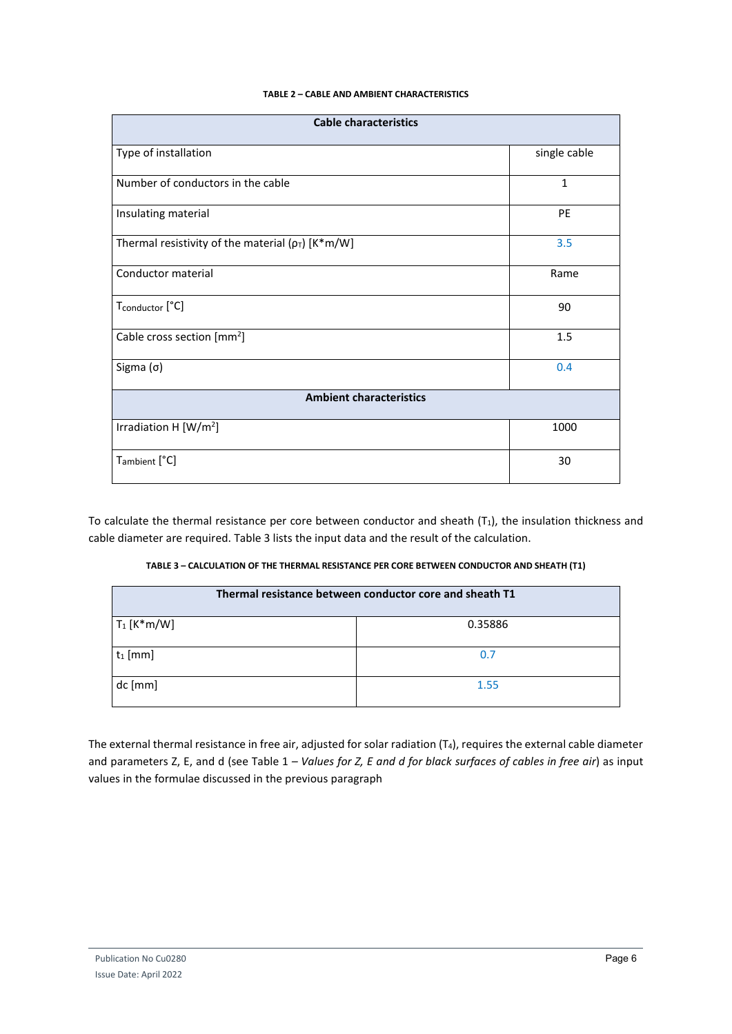**TABLE 2 – CABLE AND AMBIENT CHARACTERISTICS**

| Cable characteristics | |
|---|---|
| Type of installation | single cable |
| Number of conductors in the cable | 1 |
| Insulating material | PE |
| Thermal resistivity of the material ($\rho_T$) [K*m/W] | 3.5 |
| Conductor material | Rame |
| $T_{conductor}$ [°C] | 90 |
| Cable cross section [mm$^2$] | 1.5 |
| Sigma ($\sigma$) | 0.4 |
| **Ambient characteristics** | |
| Irradiation H [W/m$^2$] | 1000 |
| $T_{ambient}$ [°C] | 30 |

To calculate the thermal resistance per core between conductor and sheath ($T_1$), the insulation thickness and cable diameter are required. Table 3 lists the input data and the result of the calculation.

**TABLE 3 – CALCULATION OF THE THERMAL RESISTANCE PER CORE BETWEEN CONDUCTOR AND SHEATH (T1)**

| Thermal resistance between conductor core and sheath T1 | |
|---|---|
| $T_1$ [K*m/W] | 0.35886 |
| $t_1$ [mm] | 0.7 |
| dc [mm] | 1.55 |

The external thermal resistance in free air, adjusted for solar radiation ($T_4$), requires the external cable diameter and parameters Z, E, and d (see Table 1 – *Values for Z, E and d for black surfaces of cables in free air*) as input values in the formulae discussed in the previous paragraph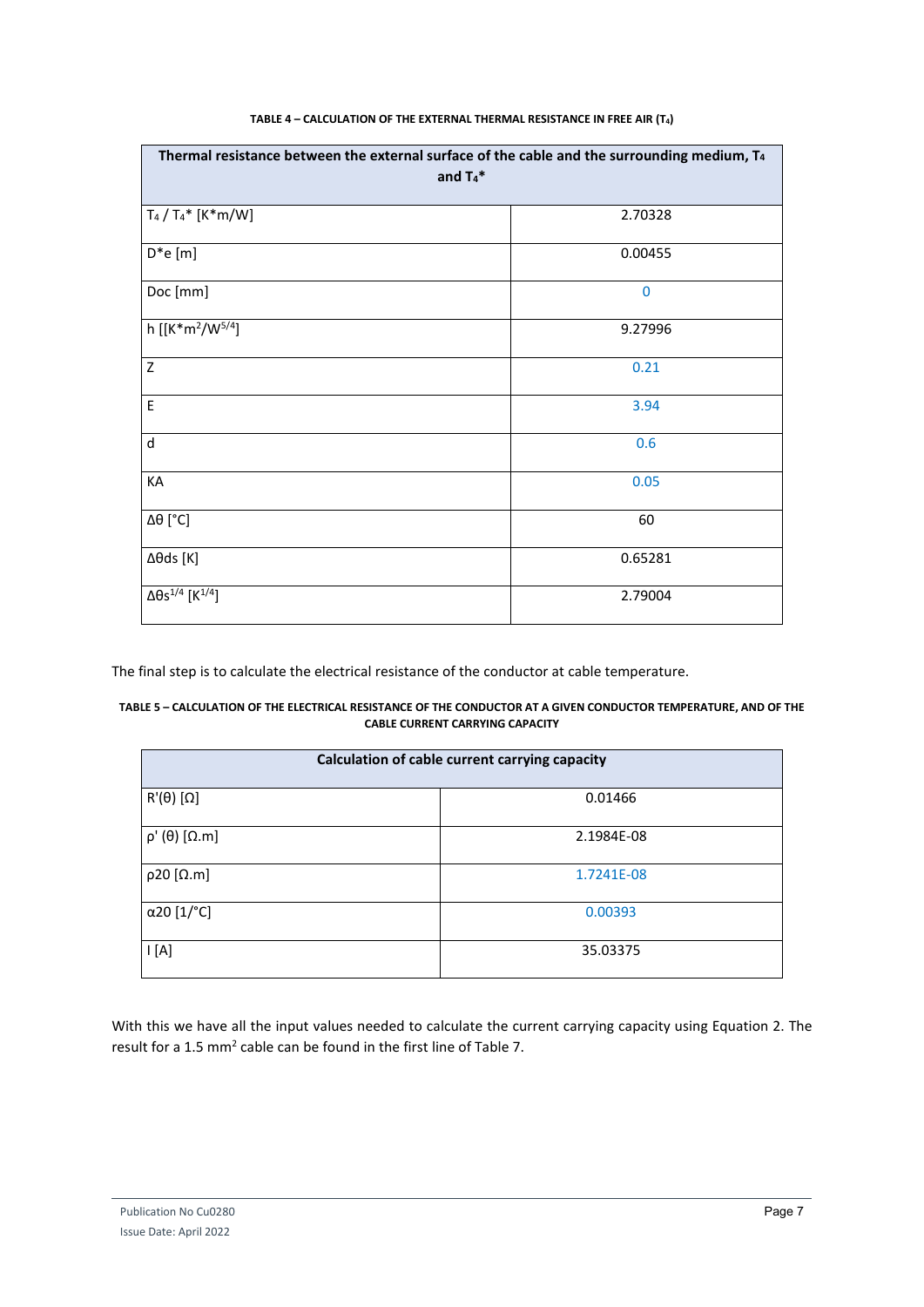**TABLE 4 – CALCULATION OF THE EXTERNAL THERMAL RESISTANCE IN FREE AIR ($T_4$)**

| Thermal resistance between the external surface of the cable and the surrounding medium, $T_4$ and $T_4$* | |
|---|---|
| $T_4$ / $T_4$* [K*m/W] | 2.70328 |
| D*e [m] | 0.00455 |
| Doc [mm] | 0 |
| h [[K*m²/W$^{5/4}$] | 9.27996 |
| Z | 0.21 |
| E | 3.94 |
| d | 0.6 |
| KA | 0.05 |
| Δθ [°C] | 60 |
| Δθds [K] | 0.65281 |
| Δθs$^{1/4}$ [K$^{1/4}$] | 2.79004 |

The final step is to calculate the electrical resistance of the conductor at cable temperature.

**TABLE 5 – CALCULATION OF THE ELECTRICAL RESISTANCE OF THE CONDUCTOR AT A GIVEN CONDUCTOR TEMPERATURE, AND OF THE CABLE CURRENT CARRYING CAPACITY**

| Calculation of cable current carrying capacity | |
|---|---|
| R'(θ) [Ω] | 0.01466 |
| ρ' (θ) [Ω.m] | 2.1984E-08 |
| ρ20 [Ω.m] | 1.7241E-08 |
| α20 [1/°C] | 0.00393 |
| I [A] | 35.03375 |

With this we have all the input values needed to calculate the current carrying capacity using Equation 2. The result for a 1.5 mm² cable can be found in the first line of Table 7.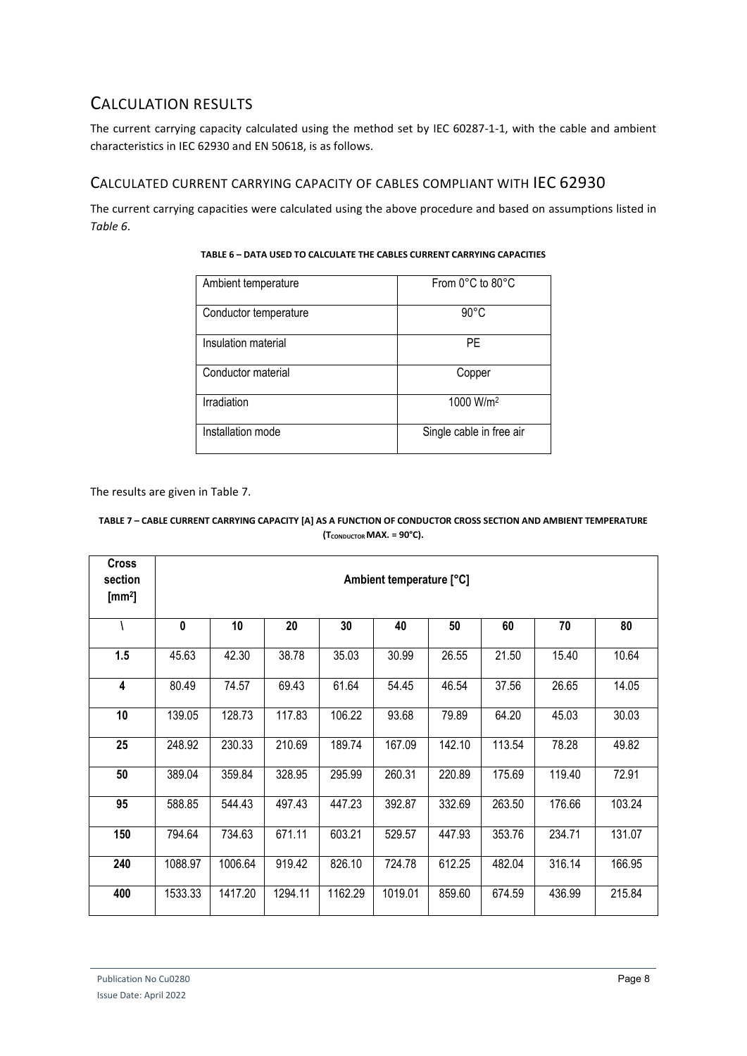## Calculation results

The current carrying capacity calculated using the method set by IEC 60287-1-1, with the cable and ambient characteristics in IEC 62930 and EN 50618, is as follows.

### Calculated current carrying capacity of cables compliant with IEC 62930

The current carrying capacities were calculated using the above procedure and based on assumptions listed in *Table 6*.

**TABLE 6 – DATA USED TO CALCULATE THE CABLES CURRENT CARRYING CAPACITIES**

| | |
|---|---|
| Ambient temperature | From 0°C to 80°C |
| Conductor temperature | 90°C |
| Insulation material | PE |
| Conductor material | Copper |
| Irradiation | 1000 W/m² |
| Installation mode | Single cable in free air |

The results are given in Table 7.

**TABLE 7 – CABLE CURRENT CARRYING CAPACITY [A] AS A FUNCTION OF CONDUCTOR CROSS SECTION AND AMBIENT TEMPERATURE ($T_{CONDUCTOR}$ MAX. = 90°C).**

| Cross section [mm²] | Ambient temperature [°C] | | | | | | | | |
|---|---|---|---|---|---|---|---|---|---|
| \ | **0** | **10** | **20** | **30** | **40** | **50** | **60** | **70** | **80** |
| **1.5** | 45.63 | 42.30 | 38.78 | 35.03 | 30.99 | 26.55 | 21.50 | 15.40 | 10.64 |
| **4** | 80.49 | 74.57 | 69.43 | 61.64 | 54.45 | 46.54 | 37.56 | 26.65 | 14.05 |
| **10** | 139.05 | 128.73 | 117.83 | 106.22 | 93.68 | 79.89 | 64.20 | 45.03 | 30.03 |
| **25** | 248.92 | 230.33 | 210.69 | 189.74 | 167.09 | 142.10 | 113.54 | 78.28 | 49.82 |
| **50** | 389.04 | 359.84 | 328.95 | 295.99 | 260.31 | 220.89 | 175.69 | 119.40 | 72.91 |
| **95** | 588.85 | 544.43 | 497.43 | 447.23 | 392.87 | 332.69 | 263.50 | 176.66 | 103.24 |
| **150** | 794.64 | 734.63 | 671.11 | 603.21 | 529.57 | 447.93 | 353.76 | 234.71 | 131.07 |
| **240** | 1088.97 | 1006.64 | 919.42 | 826.10 | 724.78 | 612.25 | 482.04 | 316.14 | 166.95 |
| **400** | 1533.33 | 1417.20 | 1294.11 | 1162.29 | 1019.01 | 859.60 | 674.59 | 436.99 | 215.84 |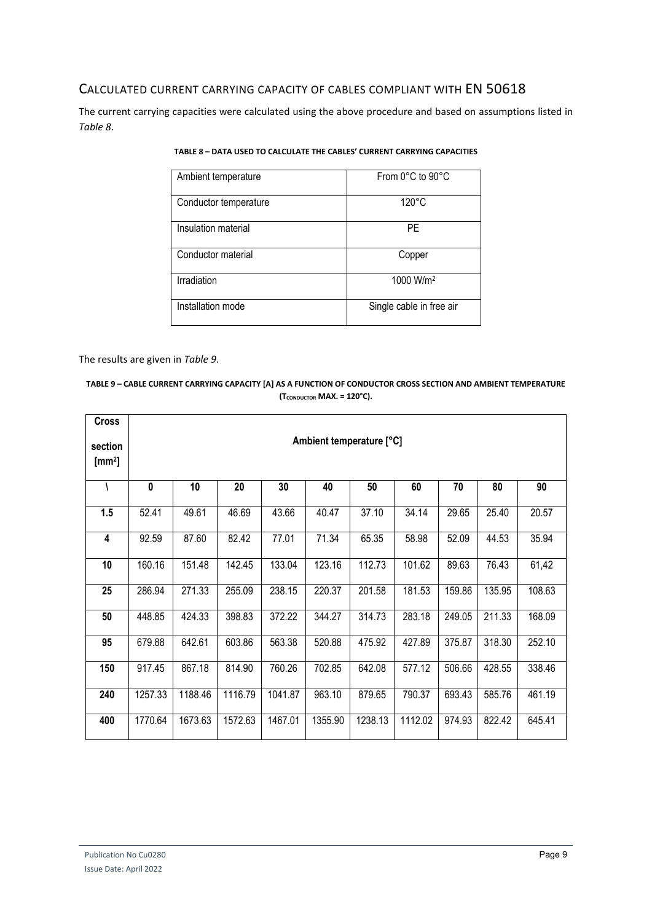## Calculated current carrying capacity of cables compliant with EN 50618

The current carrying capacities were calculated using the above procedure and based on assumptions listed in *Table 8*.

**TABLE 8 – DATA USED TO CALCULATE THE CABLES' CURRENT CARRYING CAPACITIES**

| | |
|---|---|
| Ambient temperature | From 0°C to 90°C |
| Conductor temperature | 120°C |
| Insulation material | PE |
| Conductor material | Copper |
| Irradiation | 1000 W/m$^2$ |
| Installation mode | Single cable in free air |

The results are given in *Table 9*.

**TABLE 9 – CABLE CURRENT CARRYING CAPACITY [A] AS A FUNCTION OF CONDUCTOR CROSS SECTION AND AMBIENT TEMPERATURE ($T_{CONDUCTOR}$ MAX. = 120°C).**

| Cross section [mm$^2$] | Ambient temperature [°C] | | | | | | | | | |
|---|---|---|---|---|---|---|---|---|---|---|
| \ | **0** | **10** | **20** | **30** | **40** | **50** | **60** | **70** | **80** | **90** |
| **1.5** | 52.41 | 49.61 | 46.69 | 43.66 | 40.47 | 37.10 | 34.14 | 29.65 | 25.40 | 20.57 |
| **4** | 92.59 | 87.60 | 82.42 | 77.01 | 71.34 | 65.35 | 58.98 | 52.09 | 44.53 | 35.94 |
| **10** | 160.16 | 151.48 | 142.45 | 133.04 | 123.16 | 112.73 | 101.62 | 89.63 | 76.43 | 61,42 |
| **25** | 286.94 | 271.33 | 255.09 | 238.15 | 220.37 | 201.58 | 181.53 | 159.86 | 135.95 | 108.63 |
| **50** | 448.85 | 424.33 | 398.83 | 372.22 | 344.27 | 314.73 | 283.18 | 249.05 | 211.33 | 168.09 |
| **95** | 679.88 | 642.61 | 603.86 | 563.38 | 520.88 | 475.92 | 427.89 | 375.87 | 318.30 | 252.10 |
| **150** | 917.45 | 867.18 | 814.90 | 760.26 | 702.85 | 642.08 | 577.12 | 506.66 | 428.55 | 338.46 |
| **240** | 1257.33 | 1188.46 | 1116.79 | 1041.87 | 963.10 | 879.65 | 790.37 | 693.43 | 585.76 | 461.19 |
| **400** | 1770.64 | 1673.63 | 1572.63 | 1467.01 | 1355.90 | 1238.13 | 1112.02 | 974.93 | 822.42 | 645.41 |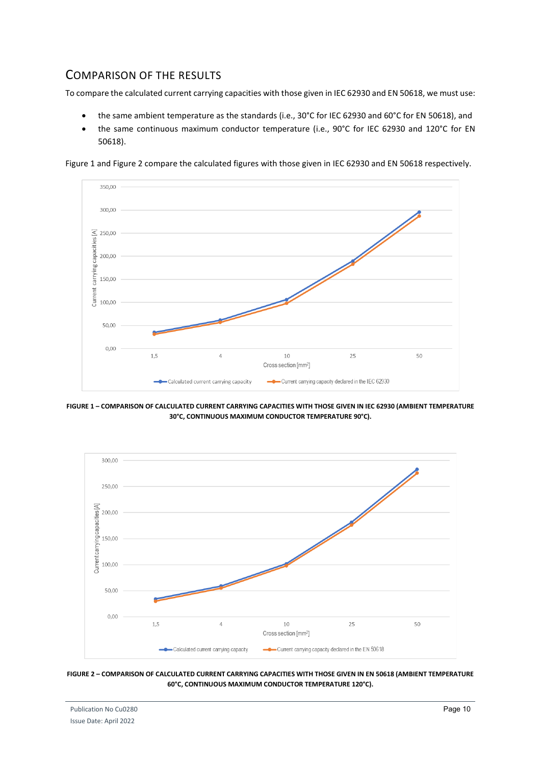## Comparison of the results

To compare the calculated current carrying capacities with those given in IEC 62930 and EN 50618, we must use:

- the same ambient temperature as the standards (i.e., 30°C for IEC 62930 and 60°C for EN 50618), and
- the same continuous maximum conductor temperature (i.e., 90°C for IEC 62930 and 120°C for EN 50618).

Figure 1 and Figure 2 compare the calculated figures with those given in IEC 62930 and EN 50618 respectively.

**FIGURE 1 – COMPARISON OF CALCULATED CURRENT CARRYING CAPACITIES WITH THOSE GIVEN IN IEC 62930 (AMBIENT TEMPERATURE 30°C, CONTINUOUS MAXIMUM CONDUCTOR TEMPERATURE 90°C).**

**FIGURE 2 – COMPARISON OF CALCULATED CURRENT CARRYING CAPACITIES WITH THOSE GIVEN IN EN 50618 (AMBIENT TEMPERATURE 60°C, CONTINUOUS MAXIMUM CONDUCTOR TEMPERATURE 120°C).**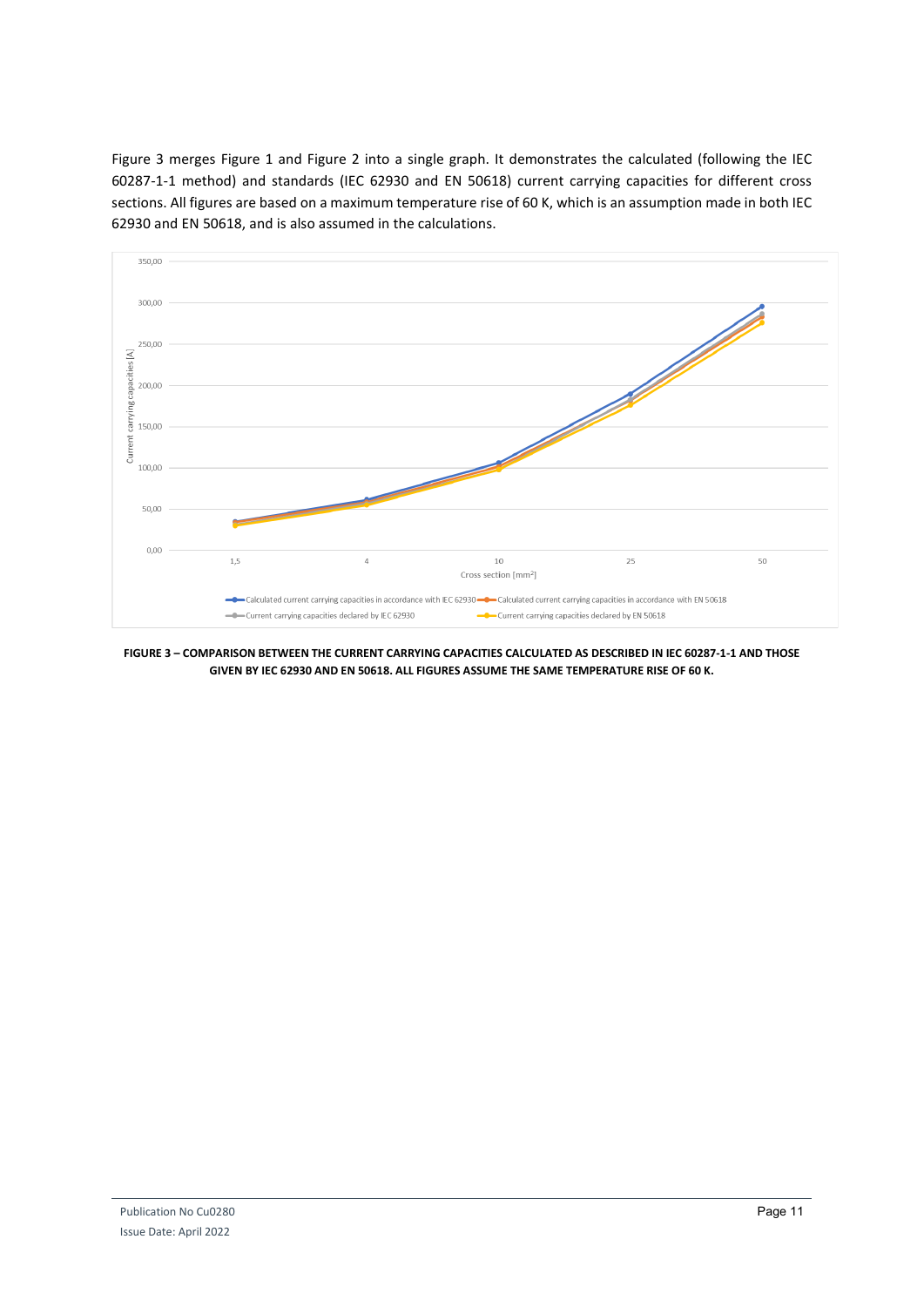Figure 3 merges Figure 1 and Figure 2 into a single graph. It demonstrates the calculated (following the IEC 60287-1-1 method) and standards (IEC 62930 and EN 50618) current carrying capacities for different cross sections. All figures are based on a maximum temperature rise of 60 K, which is an assumption made in both IEC 62930 and EN 50618, and is also assumed in the calculations.

**FIGURE 3 – COMPARISON BETWEEN THE CURRENT CARRYING CAPACITIES CALCULATED AS DESCRIBED IN IEC 60287-1-1 AND THOSE GIVEN BY IEC 62930 AND EN 50618. ALL FIGURES ASSUME THE SAME TEMPERATURE RISE OF 60 K.**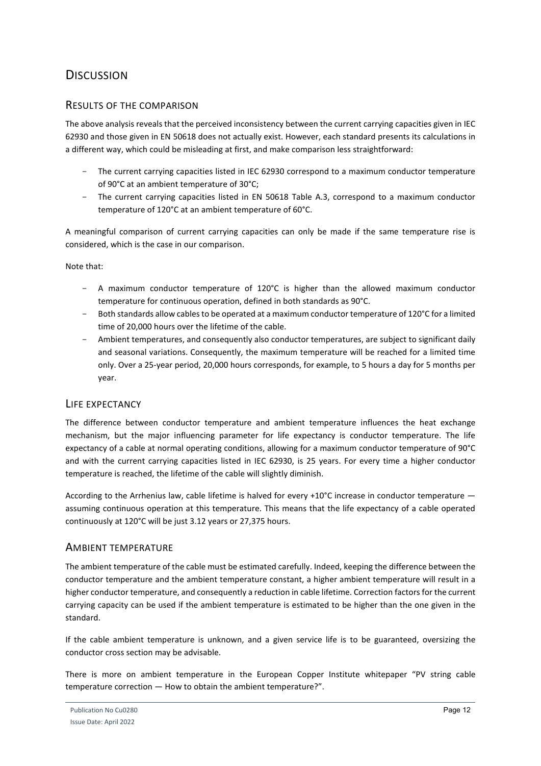# Discussion

## Results of the comparison

The above analysis reveals that the perceived inconsistency between the current carrying capacities given in IEC 62930 and those given in EN 50618 does not actually exist. However, each standard presents its calculations in a different way, which could be misleading at first, and make comparison less straightforward:

- The current carrying capacities listed in IEC 62930 correspond to a maximum conductor temperature of 90°C at an ambient temperature of 30°C;
- The current carrying capacities listed in EN 50618 Table A.3, correspond to a maximum conductor temperature of 120°C at an ambient temperature of 60°C.

A meaningful comparison of current carrying capacities can only be made if the same temperature rise is considered, which is the case in our comparison.

Note that:

- A maximum conductor temperature of 120°C is higher than the allowed maximum conductor temperature for continuous operation, defined in both standards as 90°C.
- Both standards allow cables to be operated at a maximum conductor temperature of 120°C for a limited time of 20,000 hours over the lifetime of the cable.
- Ambient temperatures, and consequently also conductor temperatures, are subject to significant daily and seasonal variations. Consequently, the maximum temperature will be reached for a limited time only. Over a 25-year period, 20,000 hours corresponds, for example, to 5 hours a day for 5 months per year.

## Life expectancy

The difference between conductor temperature and ambient temperature influences the heat exchange mechanism, but the major influencing parameter for life expectancy is conductor temperature. The life expectancy of a cable at normal operating conditions, allowing for a maximum conductor temperature of 90°C and with the current carrying capacities listed in IEC 62930, is 25 years. For every time a higher conductor temperature is reached, the lifetime of the cable will slightly diminish.

According to the Arrhenius law, cable lifetime is halved for every +10°C increase in conductor temperature — assuming continuous operation at this temperature. This means that the life expectancy of a cable operated continuously at 120°C will be just 3.12 years or 27,375 hours.

## Ambient temperature

The ambient temperature of the cable must be estimated carefully. Indeed, keeping the difference between the conductor temperature and the ambient temperature constant, a higher ambient temperature will result in a higher conductor temperature, and consequently a reduction in cable lifetime. Correction factors for the current carrying capacity can be used if the ambient temperature is estimated to be higher than the one given in the standard.

If the cable ambient temperature is unknown, and a given service life is to be guaranteed, oversizing the conductor cross section may be advisable.

There is more on ambient temperature in the European Copper Institute whitepaper "PV string cable temperature correction — How to obtain the ambient temperature?".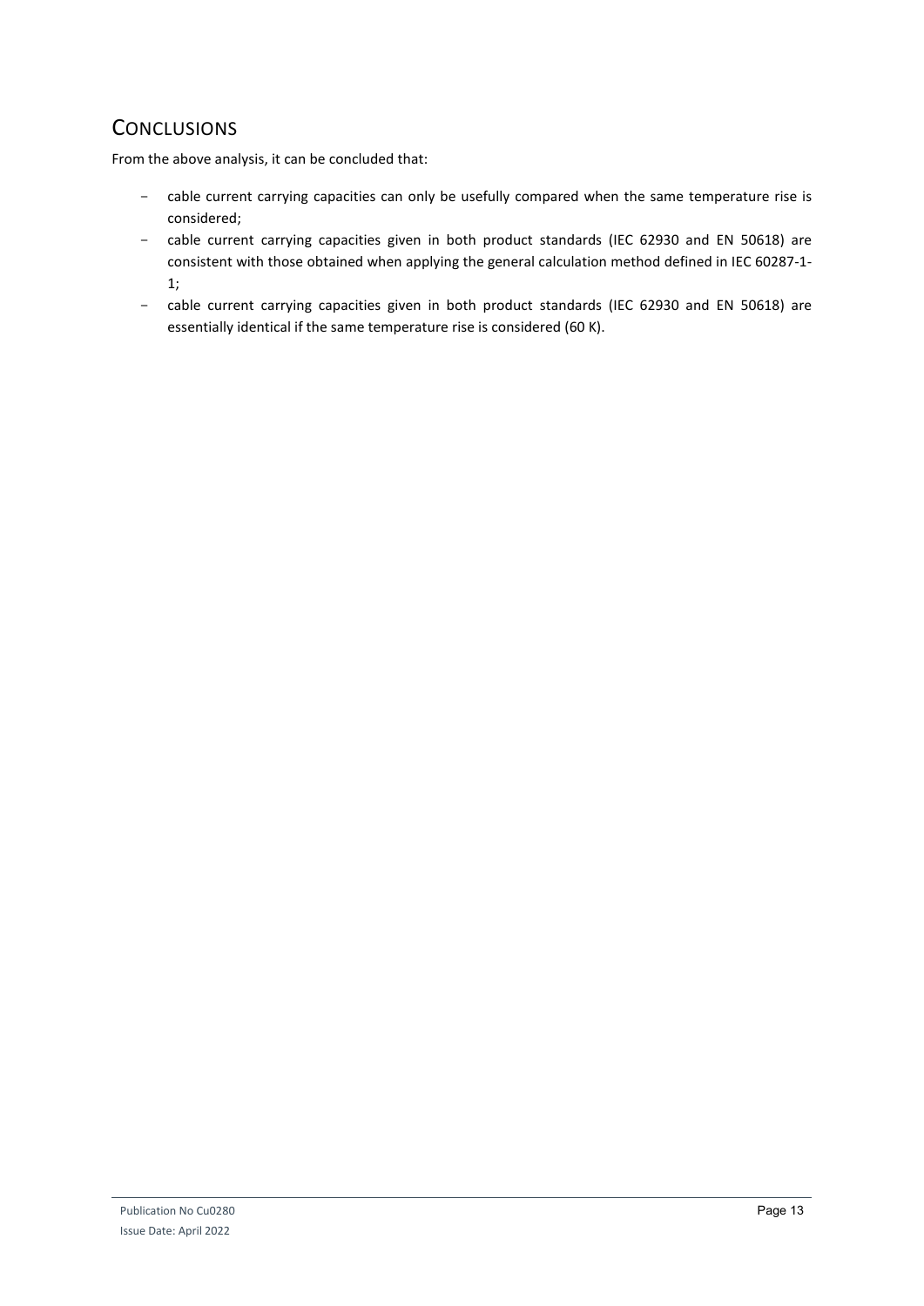## CONCLUSIONS

From the above analysis, it can be concluded that:

- cable current carrying capacities can only be usefully compared when the same temperature rise is considered;
- cable current carrying capacities given in both product standards (IEC 62930 and EN 50618) are consistent with those obtained when applying the general calculation method defined in IEC 60287-1-1;
- cable current carrying capacities given in both product standards (IEC 62930 and EN 50618) are essentially identical if the same temperature rise is considered (60 K).